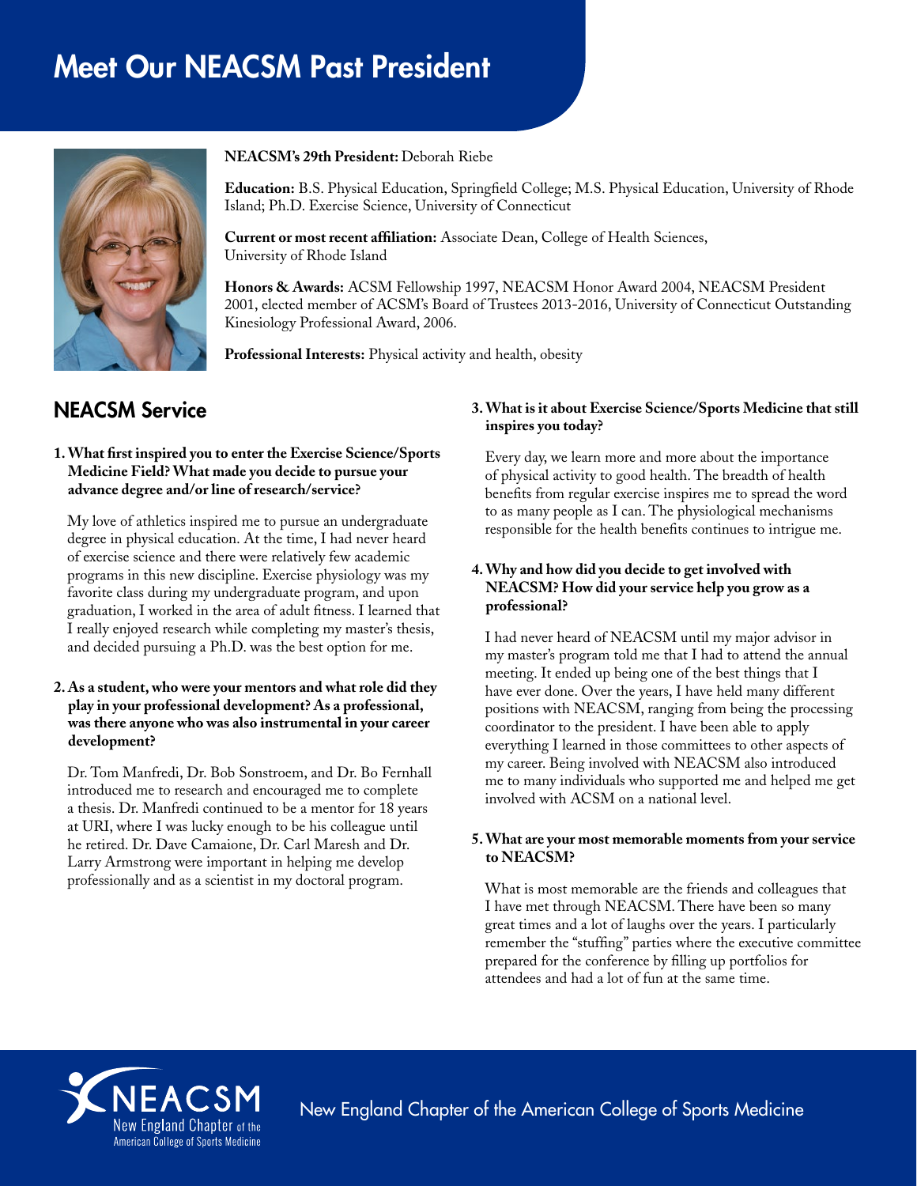# Meet Our NEACSM Past President

**NEACSM's 29th President:** Deborah Riebe

**Education:** B.S. Physical Education, Springfield College; M.S. Physical Education, University of Rhode Island; Ph.D. Exercise Science, University of Connecticut

**Current or most recent affiliation:** Associate Dean, College of Health Sciences, University of Rhode Island

**Honors & Awards:** ACSM Fellowship 1997, NEACSM Honor Award 2004, NEACSM President 2001, elected member of ACSM's Board of Trustees 2013-2016, University of Connecticut Outstanding Kinesiology Professional Award, 2006.

**Professional Interests:** Physical activity and health, obesity

## NEACSM Service

**1. What first inspired you to enter the Exercise Science/Sports Medicine Field? What made you decide to pursue your advance degree and/or line of research/service?**

My love of athletics inspired me to pursue an undergraduate degree in physical education. At the time, I had never heard of exercise science and there were relatively few academic programs in this new discipline. Exercise physiology was my favorite class during my undergraduate program, and upon graduation, I worked in the area of adult fitness. I learned that I really enjoyed research while completing my master's thesis, and decided pursuing a Ph.D. was the best option for me.

**2. As a student, who were your mentors and what role did they play in your professional development? As a professional, was there anyone who was also instrumental in your career development?**

Dr. Tom Manfredi, Dr. Bob Sonstroem, and Dr. Bo Fernhall introduced me to research and encouraged me to complete a thesis. Dr. Manfredi continued to be a mentor for 18 years at URI, where I was lucky enough to be his colleague until he retired. Dr. Dave Camaione, Dr. Carl Maresh and Dr. Larry Armstrong were important in helping me develop professionally and as a scientist in my doctoral program.

**3. What is it about Exercise Science/Sports Medicine that still inspires you today?**

Every day, we learn more and more about the importance of physical activity to good health. The breadth of health benefits from regular exercise inspires me to spread the word to as many people as I can. The physiological mechanisms responsible for the health benefits continues to intrigue me.

**4. Why and how did you decide to get involved with NEACSM? How did your service help you grow as a professional?**

I had never heard of NEACSM until my major advisor in my master's program told me that I had to attend the annual meeting. It ended up being one of the best things that I have ever done. Over the years, I have held many different positions with NEACSM, ranging from being the processing coordinator to the president. I have been able to apply everything I learned in those committees to other aspects of my career. Being involved with NEACSM also introduced me to many individuals who supported me and helped me get involved with ACSM on a national level.

**5. What are your most memorable moments from your service to NEACSM?**

What is most memorable are the friends and colleagues that I have met through NEACSM. There have been so many great times and a lot of laughs over the years. I particularly remember the "stuffing" parties where the executive committee prepared for the conference by filling up portfolios for attendees and had a lot of fun at the same time.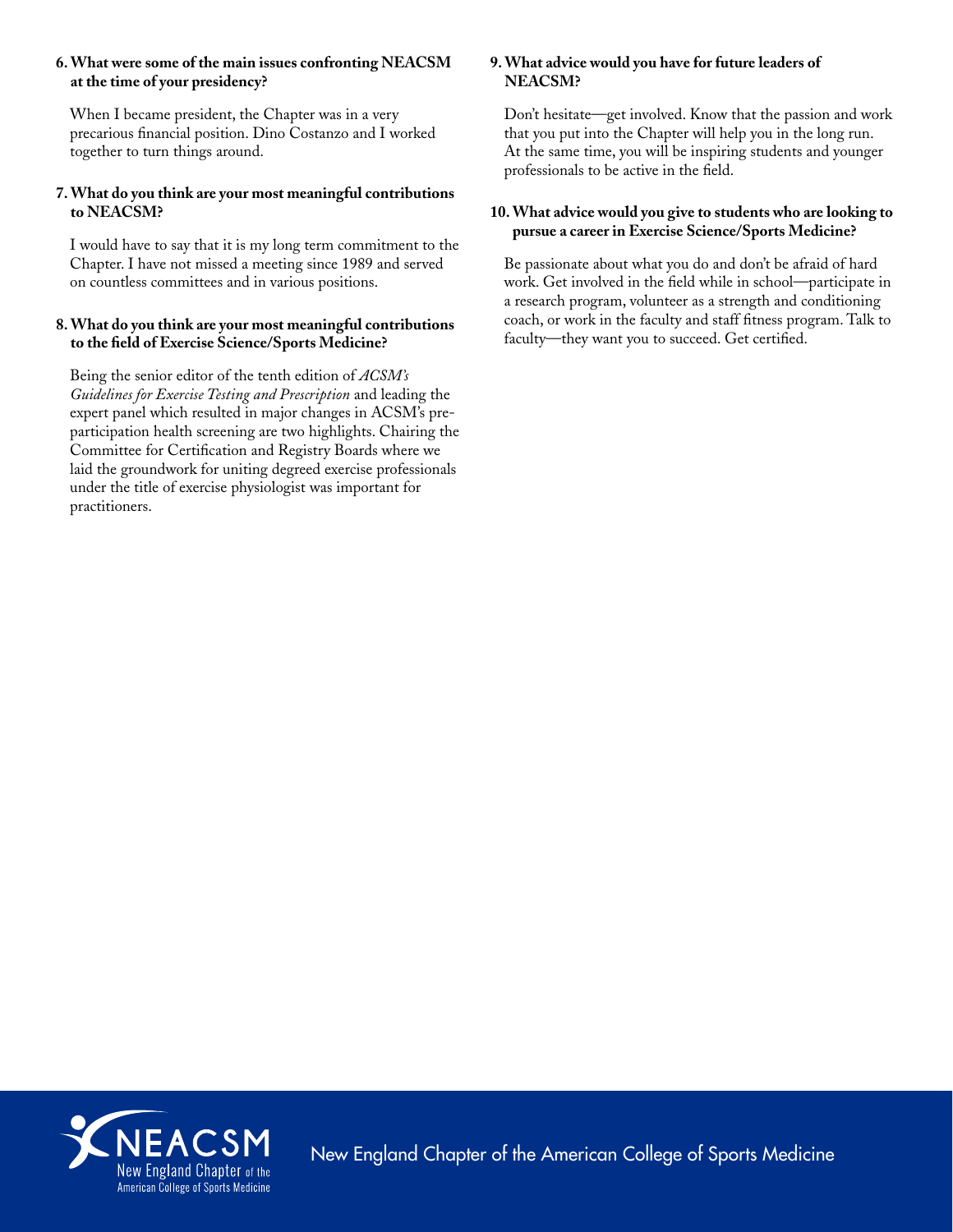**6. What were some of the main issues confronting NEACSM at the time of your presidency?**

When I became president, the Chapter was in a very precarious financial position. Dino Costanzo and I worked together to turn things around.

**7. What do you think are your most meaningful contributions to NEACSM?**

I would have to say that it is my long term commitment to the Chapter. I have not missed a meeting since 1989 and served on countless committees and in various positions.

**8. What do you think are your most meaningful contributions to the field of Exercise Science/Sports Medicine?**

Being the senior editor of the tenth edition of *ACSM's Guidelines for Exercise Testing and Prescription* and leading the expert panel which resulted in major changes in ACSM's pre-participation health screening are two highlights. Chairing the Committee for Certification and Registry Boards where we laid the groundwork for uniting degreed exercise professionals under the title of exercise physiologist was important for practitioners.

**9. What advice would you have for future leaders of NEACSM?**

Don't hesitate—get involved. Know that the passion and work that you put into the Chapter will help you in the long run. At the same time, you will be inspiring students and younger professionals to be active in the field.

**10. What advice would you give to students who are looking to pursue a career in Exercise Science/Sports Medicine?**

Be passionate about what you do and don't be afraid of hard work. Get involved in the field while in school—participate in a research program, volunteer as a strength and conditioning coach, or work in the faculty and staff fitness program. Talk to faculty—they want you to succeed. Get certified.